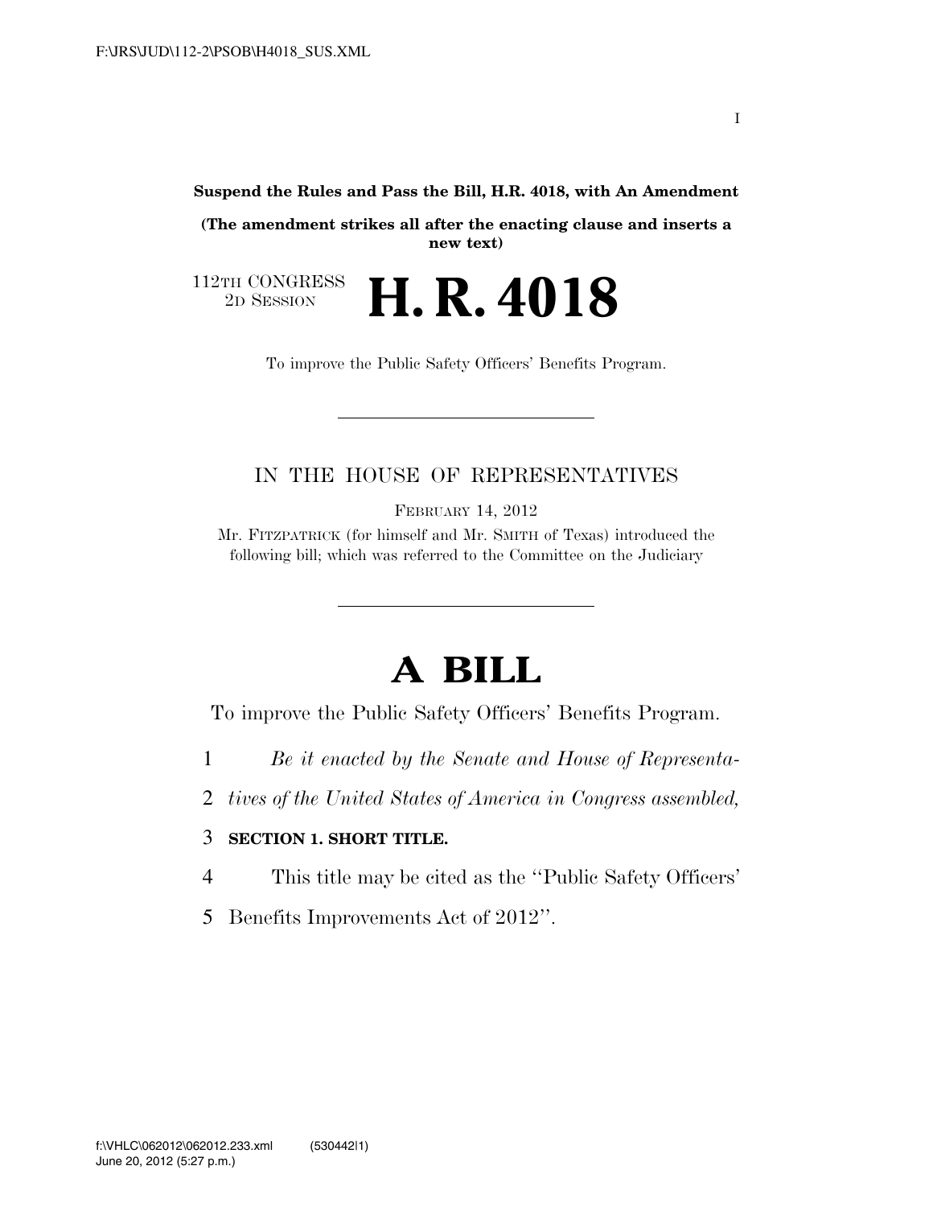**Suspend the Rules and Pass the Bill, H.R. 4018, with An Amendment**

**(The amendment strikes all after the enacting clause and inserts a new text)**

112TH CONGRESS
2D SESSION

# H. R. 4018

To improve the Public Safety Officers' Benefits Program.

IN THE HOUSE OF REPRESENTATIVES

FEBRUARY 14, 2012

Mr. FITZPATRICK (for himself and Mr. SMITH of Texas) introduced the following bill; which was referred to the Committee on the Judiciary

# A BILL

To improve the Public Safety Officers' Benefits Program.

1 *Be it enacted by the Senate and House of Representa-*
2 *tives of the United States of America in Congress assembled,*

3 **SECTION 1. SHORT TITLE.**

4 This title may be cited as the ''Public Safety Officers'
5 Benefits Improvements Act of 2012''.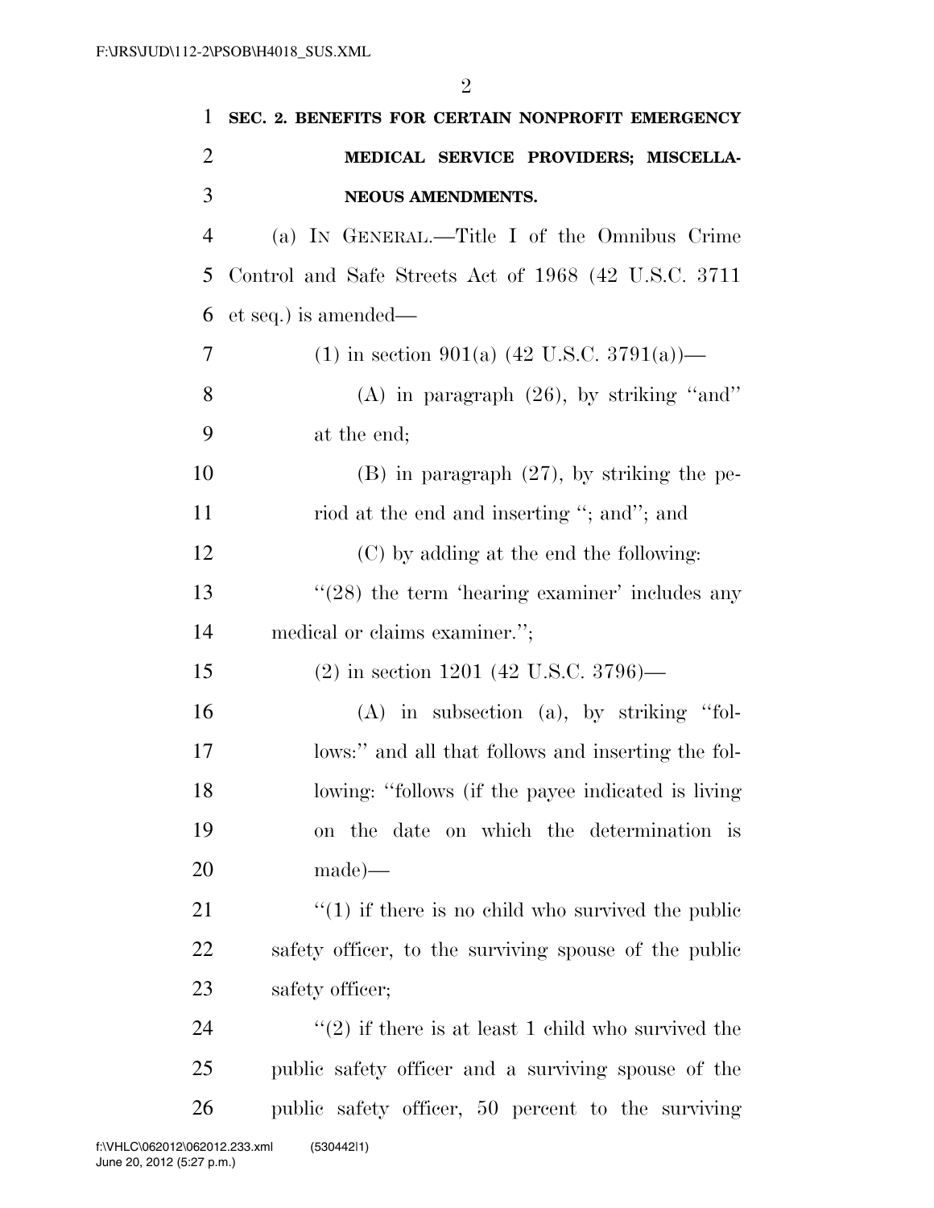**SEC. 2. BENEFITS FOR CERTAIN NONPROFIT EMERGENCY MEDICAL SERVICE PROVIDERS; MISCELLANEOUS AMENDMENTS.**

(a) IN GENERAL.—Title I of the Omnibus Crime Control and Safe Streets Act of 1968 (42 U.S.C. 3711 et seq.) is amended—

(1) in section 901(a) (42 U.S.C. 3791(a))—

(A) in paragraph (26), by striking "and" at the end;

(B) in paragraph (27), by striking the period at the end and inserting "; and"; and

(C) by adding at the end the following:

"(28) the term 'hearing examiner' includes any medical or claims examiner.";

(2) in section 1201 (42 U.S.C. 3796)—

(A) in subsection (a), by striking "follows:" and all that follows and inserting the following: "follows (if the payee indicated is living on the date on which the determination is made)—

"(1) if there is no child who survived the public safety officer, to the surviving spouse of the public safety officer;

"(2) if there is at least 1 child who survived the public safety officer and a surviving spouse of the public safety officer, 50 percent to the surviving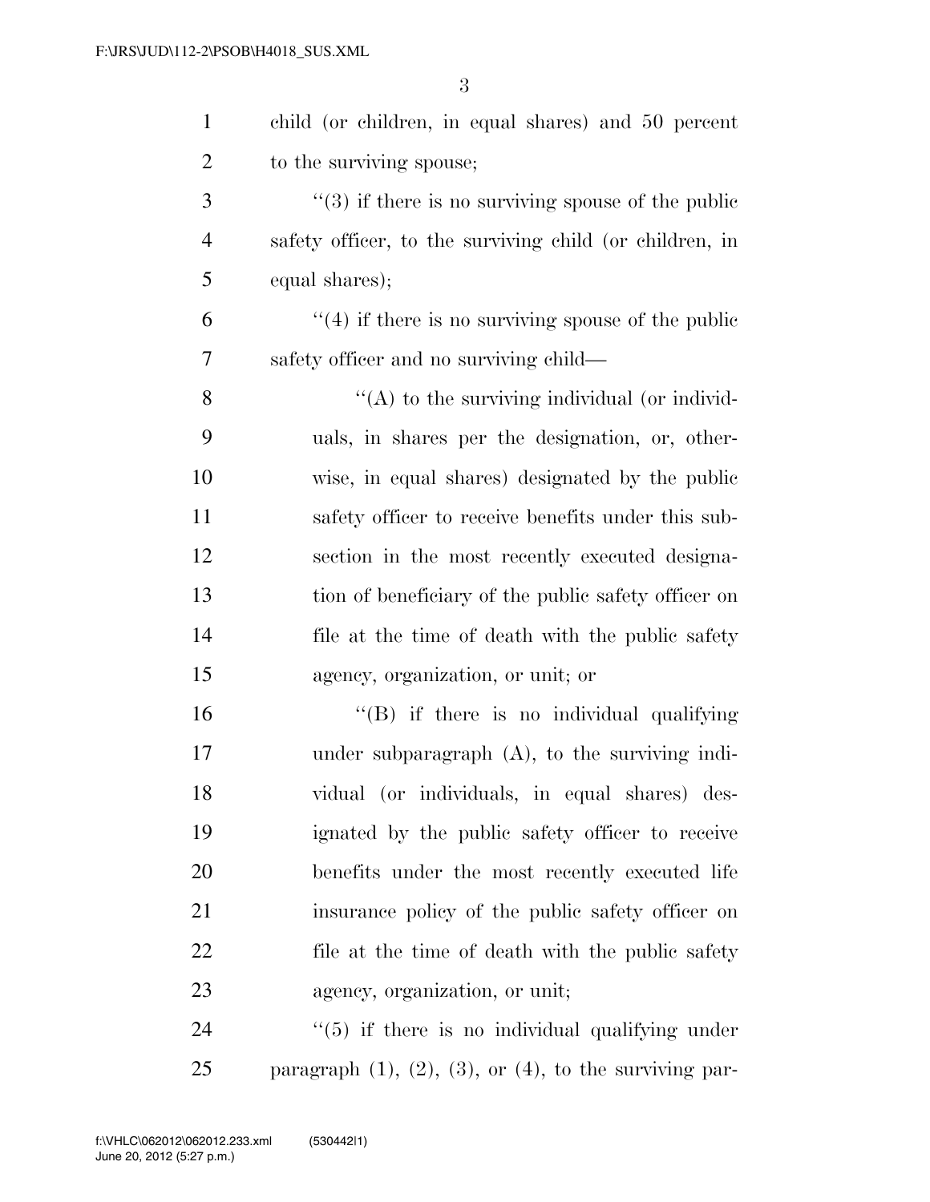child (or children, in equal shares) and 50 percent to the surviving spouse;

"(3) if there is no surviving spouse of the public safety officer, to the surviving child (or children, in equal shares);

"(4) if there is no surviving spouse of the public safety officer and no surviving child—

"(A) to the surviving individual (or individuals, in shares per the designation, or, otherwise, in equal shares) designated by the public safety officer to receive benefits under this subsection in the most recently executed designation of beneficiary of the public safety officer on file at the time of death with the public safety agency, organization, or unit; or

"(B) if there is no individual qualifying under subparagraph (A), to the surviving individual (or individuals, in equal shares) designated by the public safety officer to receive benefits under the most recently executed life insurance policy of the public safety officer on file at the time of death with the public safety agency, organization, or unit;

"(5) if there is no individual qualifying under paragraph (1), (2), (3), or (4), to the surviving par-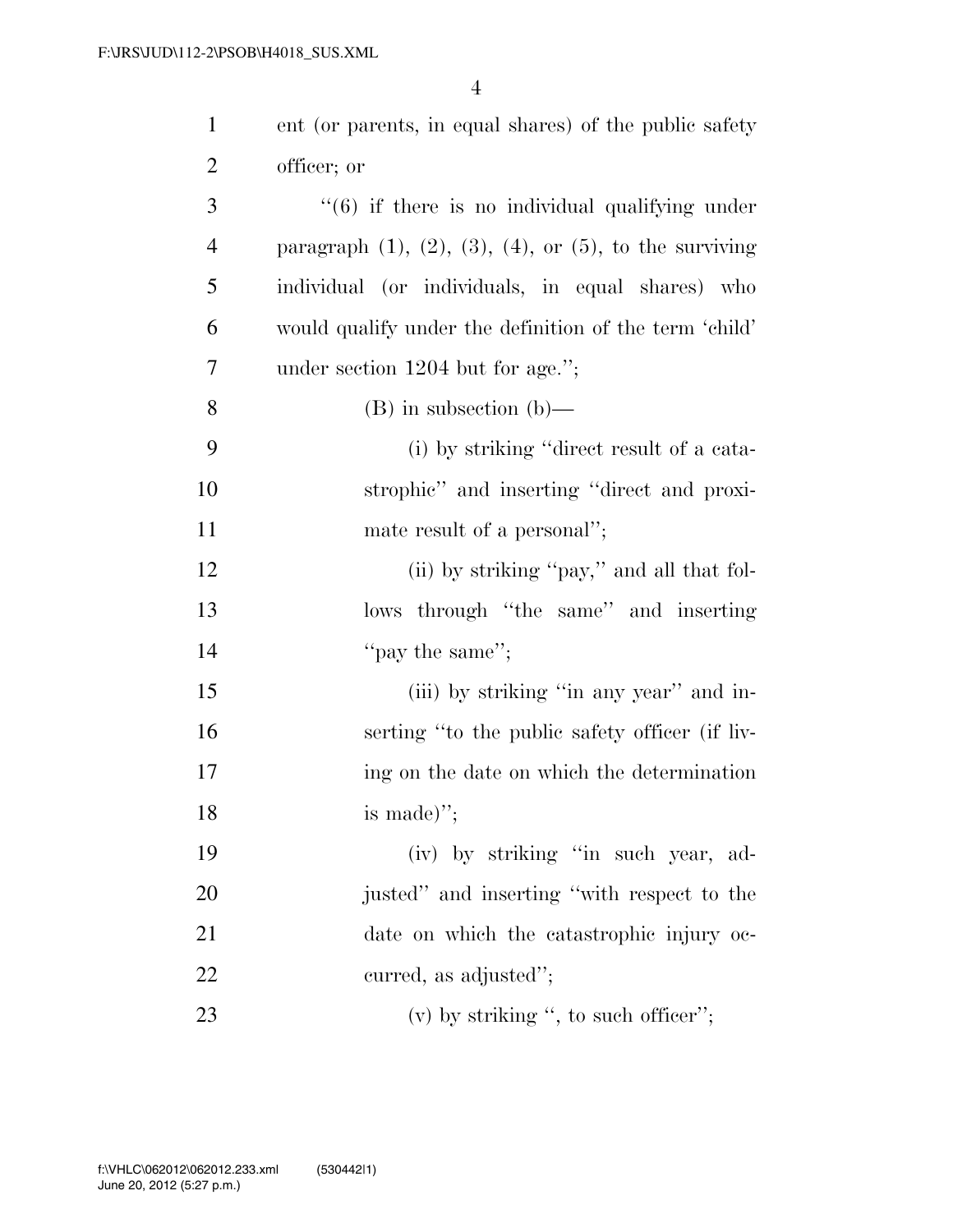ent (or parents, in equal shares) of the public safety officer; or

"(6) if there is no individual qualifying under paragraph (1), (2), (3), (4), or (5), to the surviving individual (or individuals, in equal shares) who would qualify under the definition of the term 'child' under section 1204 but for age.";

(B) in subsection (b)—

(i) by striking "direct result of a catastrophic" and inserting "direct and proximate result of a personal";

(ii) by striking "pay," and all that follows through "the same" and inserting "pay the same";

(iii) by striking "in any year" and inserting "to the public safety officer (if living on the date on which the determination is made)";

(iv) by striking "in such year, adjusted" and inserting "with respect to the date on which the catastrophic injury occurred, as adjusted";

(v) by striking ", to such officer";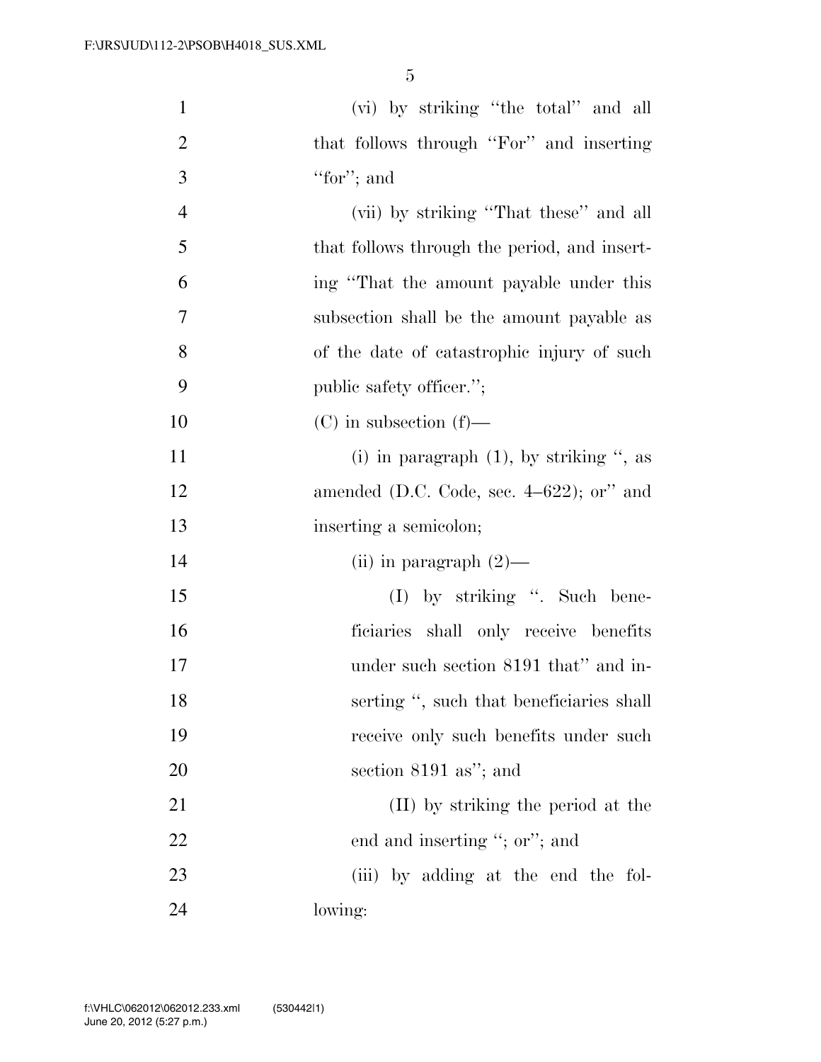(vi) by striking "the total" and all that follows through "For" and inserting "for"; and

(vii) by striking "That these" and all that follows through the period, and inserting "That the amount payable under this subsection shall be the amount payable as of the date of catastrophic injury of such public safety officer.";

(C) in subsection (f)—

(i) in paragraph (1), by striking ", as amended (D.C. Code, sec. 4–622); or" and inserting a semicolon;

(ii) in paragraph (2)—

(I) by striking ". Such beneficiaries shall only receive benefits under such section 8191 that" and inserting ", such that beneficiaries shall receive only such benefits under such section 8191 as"; and

(II) by striking the period at the end and inserting "; or"; and

(iii) by adding at the end the following: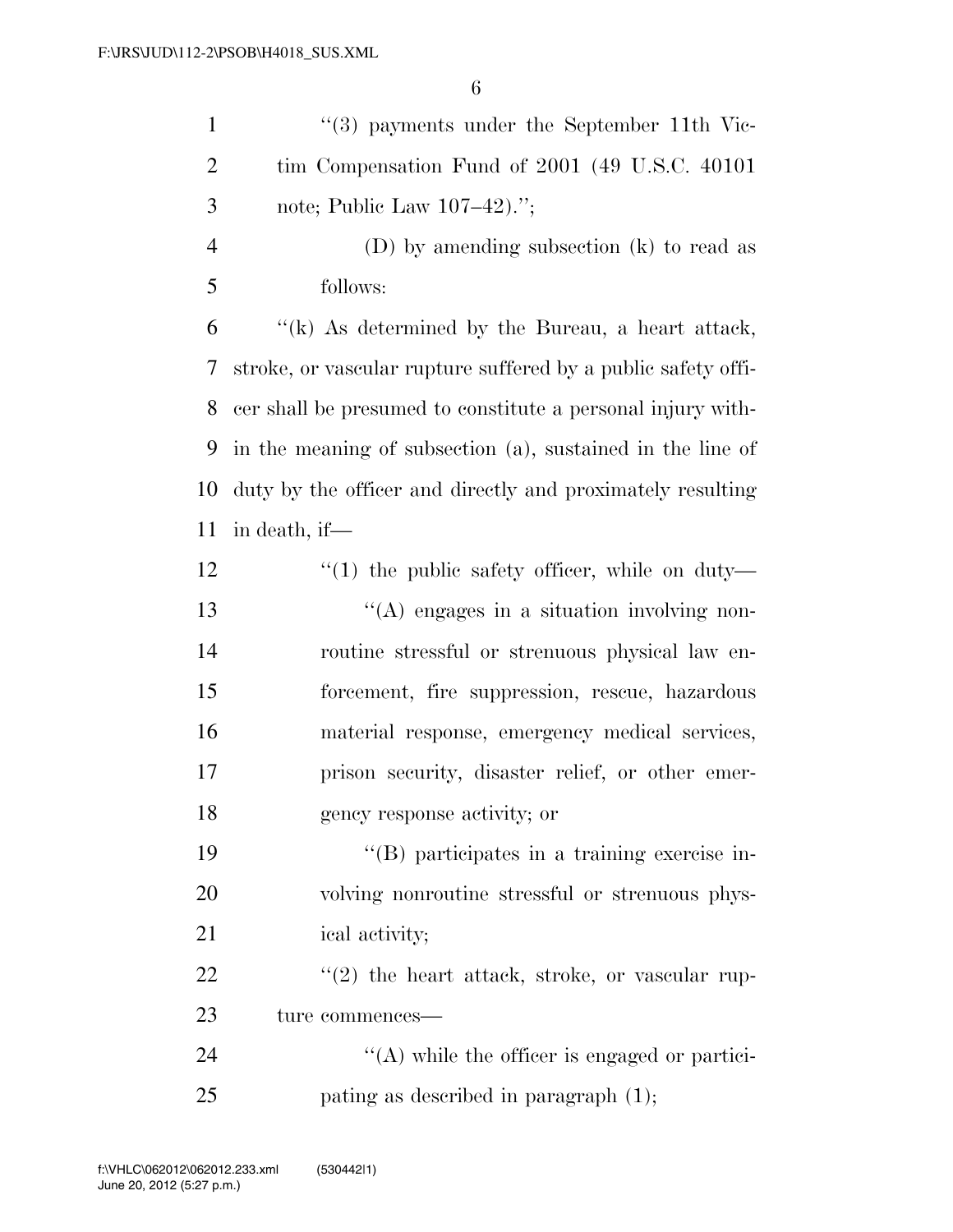"(3) payments under the September 11th Victim Compensation Fund of 2001 (49 U.S.C. 40101 note; Public Law 107–42).";

(D) by amending subsection (k) to read as follows:

"(k) As determined by the Bureau, a heart attack, stroke, or vascular rupture suffered by a public safety officer shall be presumed to constitute a personal injury within the meaning of subsection (a), sustained in the line of duty by the officer and directly and proximately resulting in death, if—

"(1) the public safety officer, while on duty—

"(A) engages in a situation involving nonroutine stressful or strenuous physical law enforcement, fire suppression, rescue, hazardous material response, emergency medical services, prison security, disaster relief, or other emergency response activity; or

"(B) participates in a training exercise involving nonroutine stressful or strenuous physical activity;

"(2) the heart attack, stroke, or vascular rupture commences—

"(A) while the officer is engaged or participating as described in paragraph (1);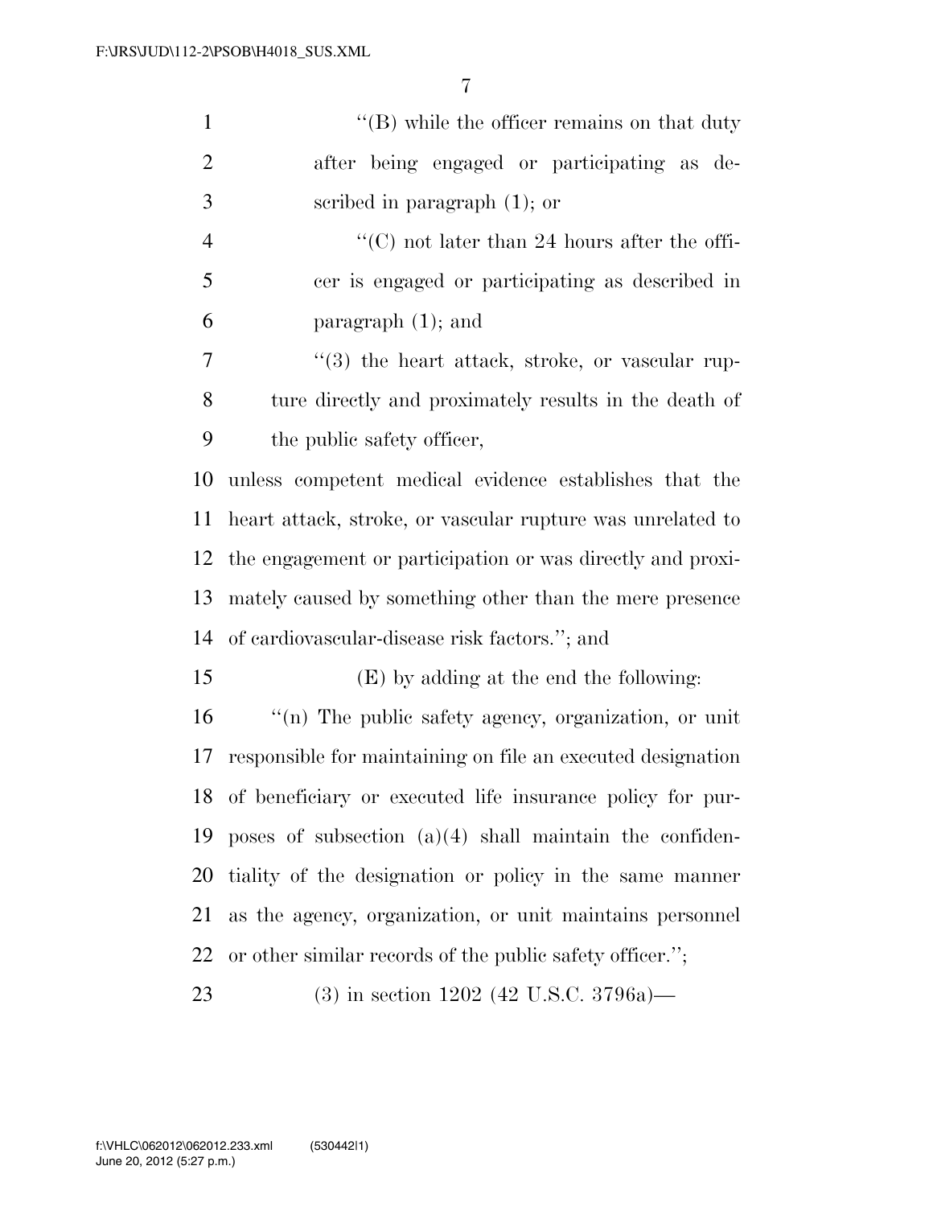''(B) while the officer remains on that duty after being engaged or participating as described in paragraph (1); or

''(C) not later than 24 hours after the officer is engaged or participating as described in paragraph (1); and

''(3) the heart attack, stroke, or vascular rupture directly and proximately results in the death of the public safety officer,

unless competent medical evidence establishes that the heart attack, stroke, or vascular rupture was unrelated to the engagement or participation or was directly and proximately caused by something other than the mere presence of cardiovascular-disease risk factors.''; and

(E) by adding at the end the following:

''(n) The public safety agency, organization, or unit responsible for maintaining on file an executed designation of beneficiary or executed life insurance policy for purposes of subsection (a)(4) shall maintain the confidentiality of the designation or policy in the same manner as the agency, organization, or unit maintains personnel or other similar records of the public safety officer.'';

(3) in section 1202 (42 U.S.C. 3796a)—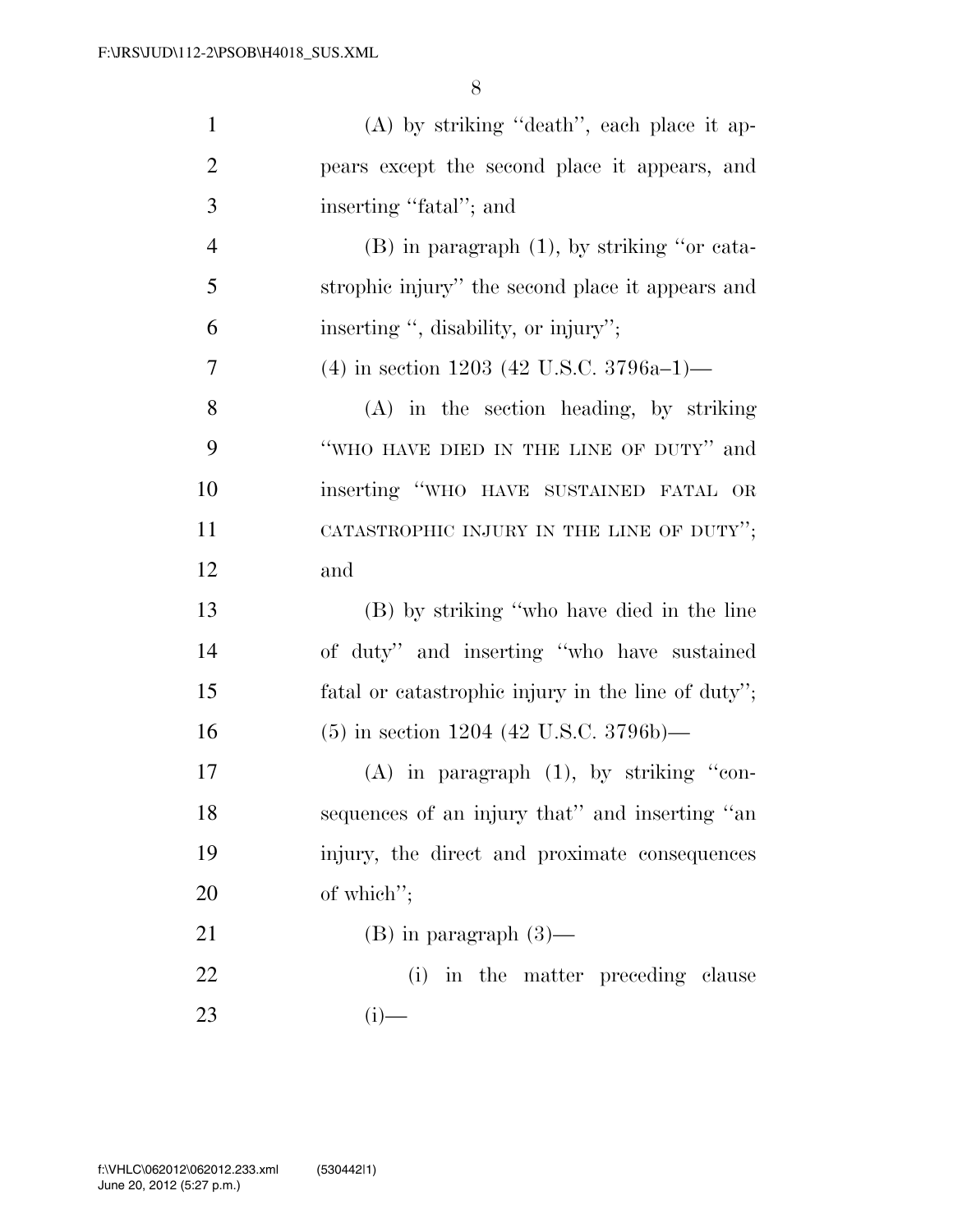(A) by striking ''death'', each place it appears except the second place it appears, and inserting ''fatal''; and

(B) in paragraph (1), by striking ''or catastrophic injury'' the second place it appears and inserting '', disability, or injury'';

(4) in section 1203 (42 U.S.C. 3796a–1)—

(A) in the section heading, by striking ''WHO HAVE DIED IN THE LINE OF DUTY'' and inserting ''WHO HAVE SUSTAINED FATAL OR CATASTROPHIC INJURY IN THE LINE OF DUTY''; and

(B) by striking ''who have died in the line of duty'' and inserting ''who have sustained fatal or catastrophic injury in the line of duty'';

(5) in section 1204 (42 U.S.C. 3796b)—

(A) in paragraph (1), by striking ''consequences of an injury that'' and inserting ''an injury, the direct and proximate consequences of which'';

(B) in paragraph (3)—

(i) in the matter preceding clause (i)—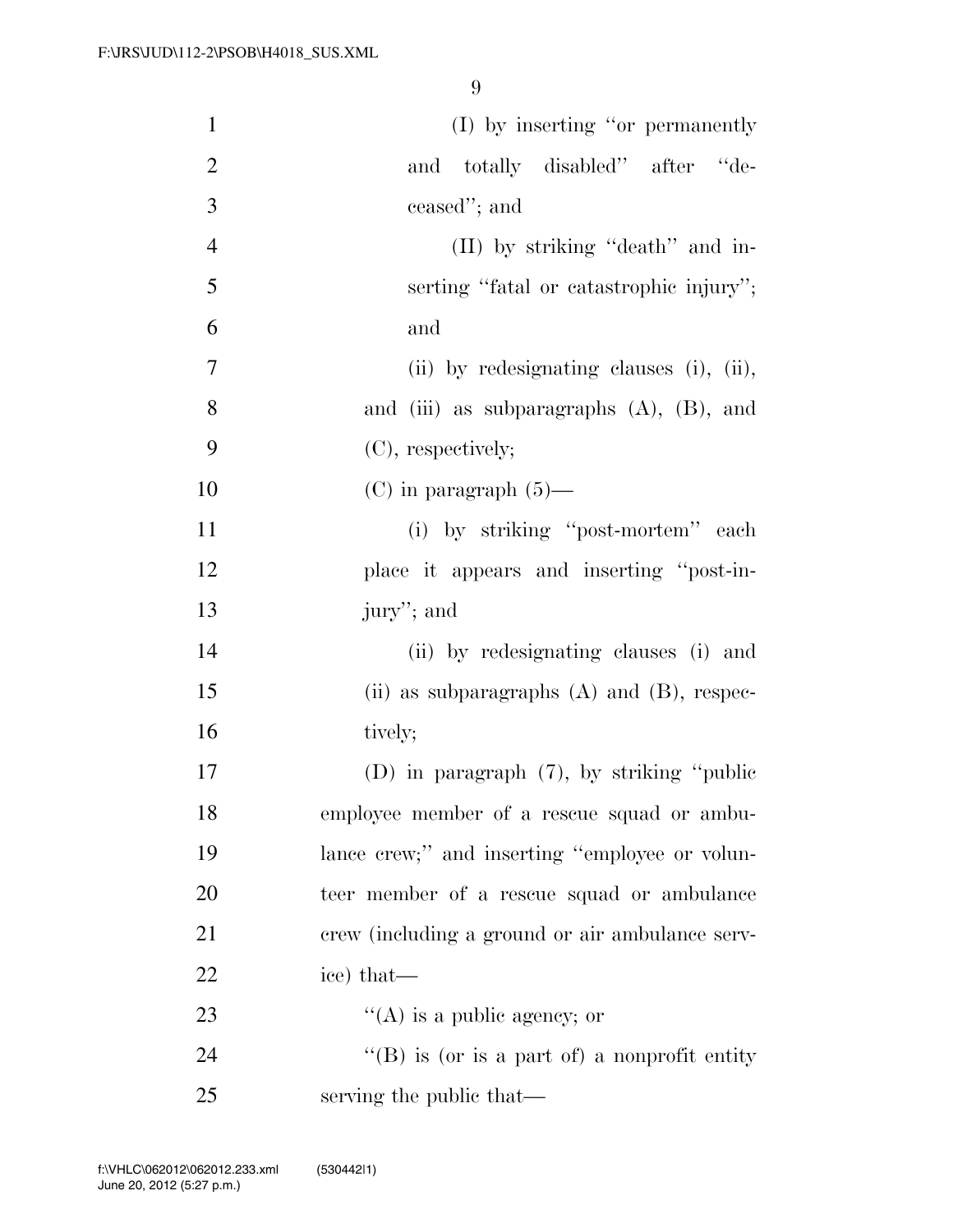(I) by inserting ''or permanently and totally disabled'' after ''deceased''; and

(II) by striking ''death'' and inserting ''fatal or catastrophic injury''; and

(ii) by redesignating clauses (i), (ii), and (iii) as subparagraphs (A), (B), and (C), respectively;

(C) in paragraph (5)—

(i) by striking ''post-mortem'' each place it appears and inserting ''post-injury''; and

(ii) by redesignating clauses (i) and (ii) as subparagraphs (A) and (B), respectively;

(D) in paragraph (7), by striking ''public employee member of a rescue squad or ambulance crew;'' and inserting ''employee or volunteer member of a rescue squad or ambulance crew (including a ground or air ambulance service) that—

''(A) is a public agency; or

''(B) is (or is a part of) a nonprofit entity serving the public that—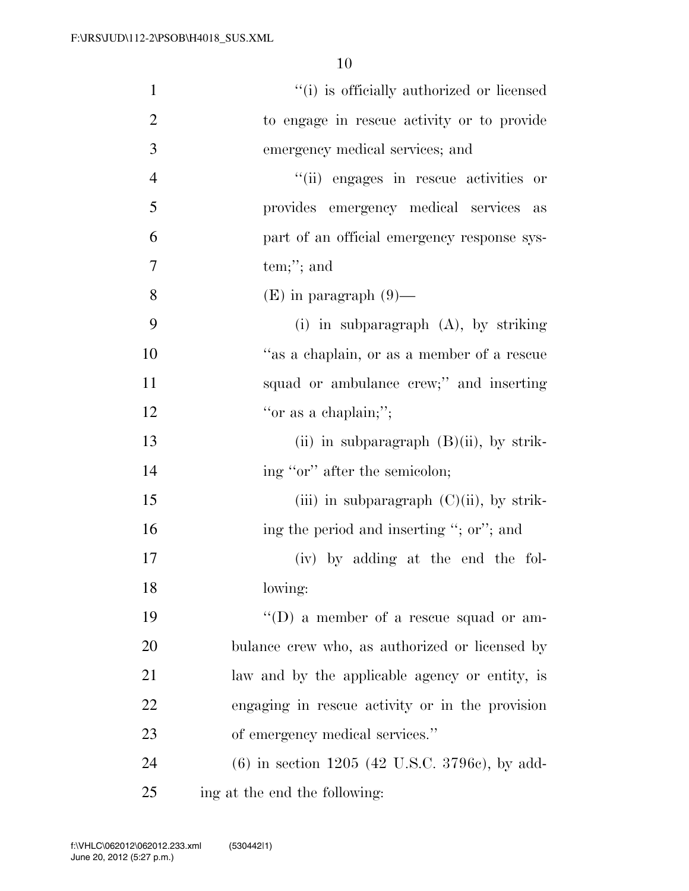"(i) is officially authorized or licensed to engage in rescue activity or to provide emergency medical services; and

"(ii) engages in rescue activities or provides emergency medical services as part of an official emergency response system;"; and

(E) in paragraph (9)—

(i) in subparagraph (A), by striking "as a chaplain, or as a member of a rescue squad or ambulance crew;" and inserting "or as a chaplain;";

(ii) in subparagraph (B)(ii), by striking "or" after the semicolon;

(iii) in subparagraph (C)(ii), by striking the period and inserting "; or"; and

(iv) by adding at the end the following:

"(D) a member of a rescue squad or ambulance crew who, as authorized or licensed by law and by the applicable agency or entity, is engaging in rescue activity or in the provision of emergency medical services."

(6) in section 1205 (42 U.S.C. 3796c), by adding at the end the following: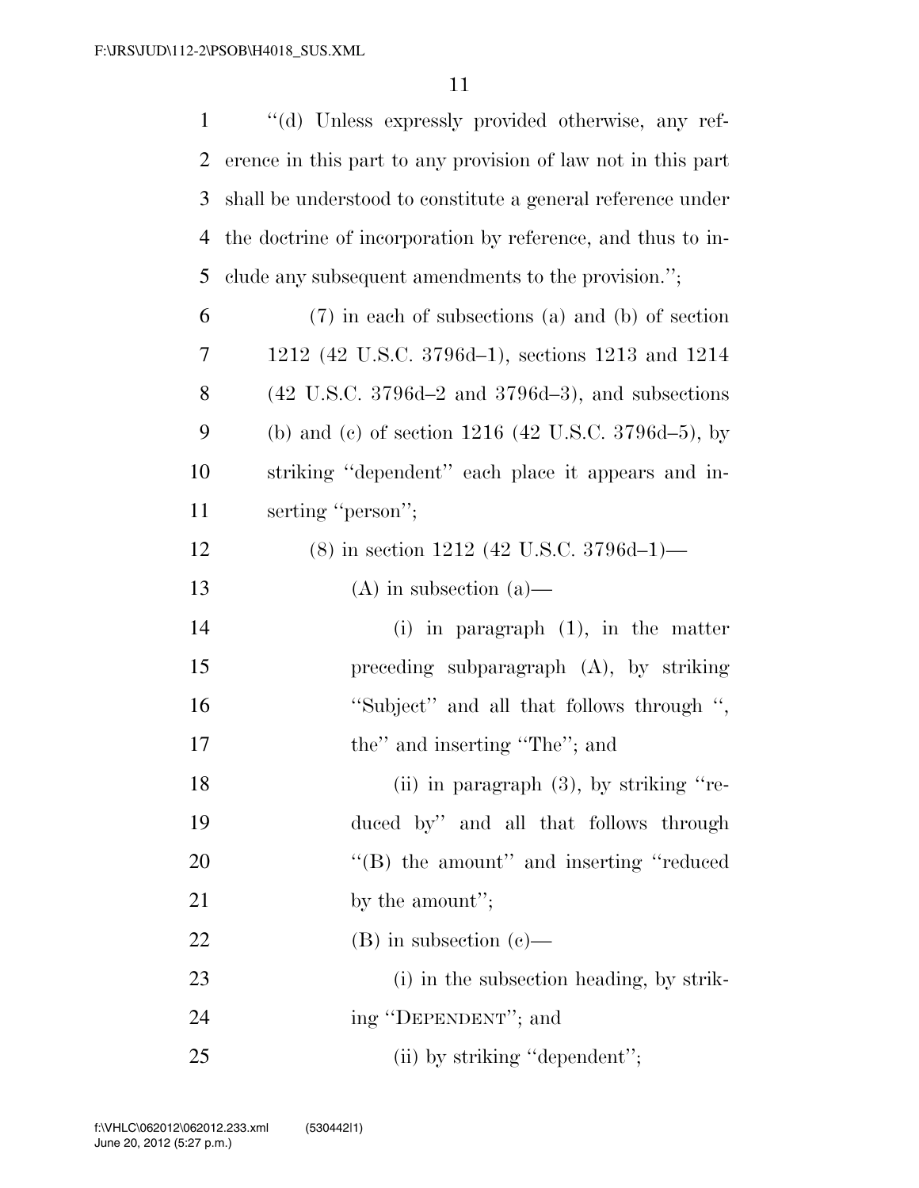"(d) Unless expressly provided otherwise, any reference in this part to any provision of law not in this part shall be understood to constitute a general reference under the doctrine of incorporation by reference, and thus to include any subsequent amendments to the provision.";

(7) in each of subsections (a) and (b) of section 1212 (42 U.S.C. 3796d–1), sections 1213 and 1214 (42 U.S.C. 3796d–2 and 3796d–3), and subsections (b) and (c) of section 1216 (42 U.S.C. 3796d–5), by striking "dependent" each place it appears and inserting "person";

(8) in section 1212 (42 U.S.C. 3796d–1)—

(A) in subsection (a)—

(i) in paragraph (1), in the matter preceding subparagraph (A), by striking "Subject" and all that follows through ", the" and inserting "The"; and

(ii) in paragraph (3), by striking "reduced by" and all that follows through "(B) the amount" and inserting "reduced by the amount";

(B) in subsection (c)—

(i) in the subsection heading, by striking "DEPENDENT"; and

(ii) by striking "dependent";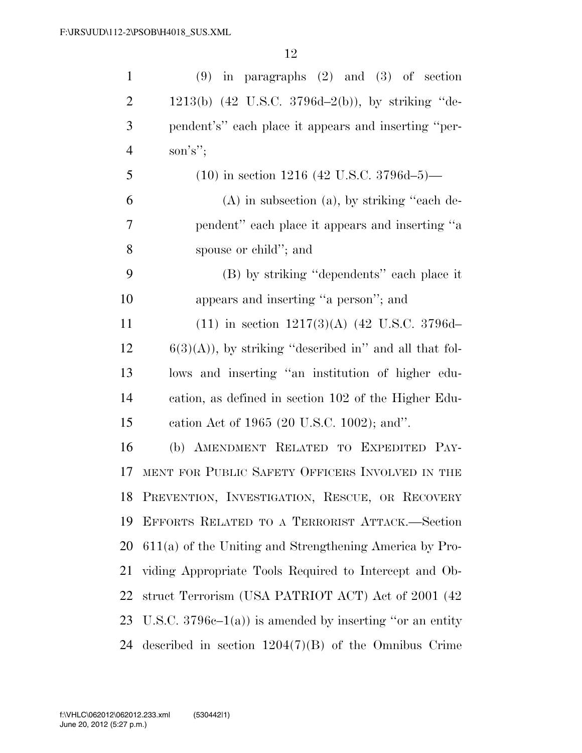(9) in paragraphs (2) and (3) of section 1213(b) (42 U.S.C. 3796d–2(b)), by striking ''dependent's'' each place it appears and inserting ''person's'';

(10) in section 1216 (42 U.S.C. 3796d–5)—

(A) in subsection (a), by striking ''each dependent'' each place it appears and inserting ''a spouse or child''; and

(B) by striking ''dependents'' each place it appears and inserting ''a person''; and

(11) in section 1217(3)(A) (42 U.S.C. 3796d–6(3)(A)), by striking ''described in'' and all that follows and inserting ''an institution of higher education, as defined in section 102 of the Higher Education Act of 1965 (20 U.S.C. 1002); and''.

(b) AMENDMENT RELATED TO EXPEDITED PAYMENT FOR PUBLIC SAFETY OFFICERS INVOLVED IN THE PREVENTION, INVESTIGATION, RESCUE, OR RECOVERY EFFORTS RELATED TO A TERRORIST ATTACK.—Section 611(a) of the Uniting and Strengthening America by Providing Appropriate Tools Required to Intercept and Obstruct Terrorism (USA PATRIOT ACT) Act of 2001 (42 U.S.C. 3796c–1(a)) is amended by inserting ''or an entity described in section 1204(7)(B) of the Omnibus Crime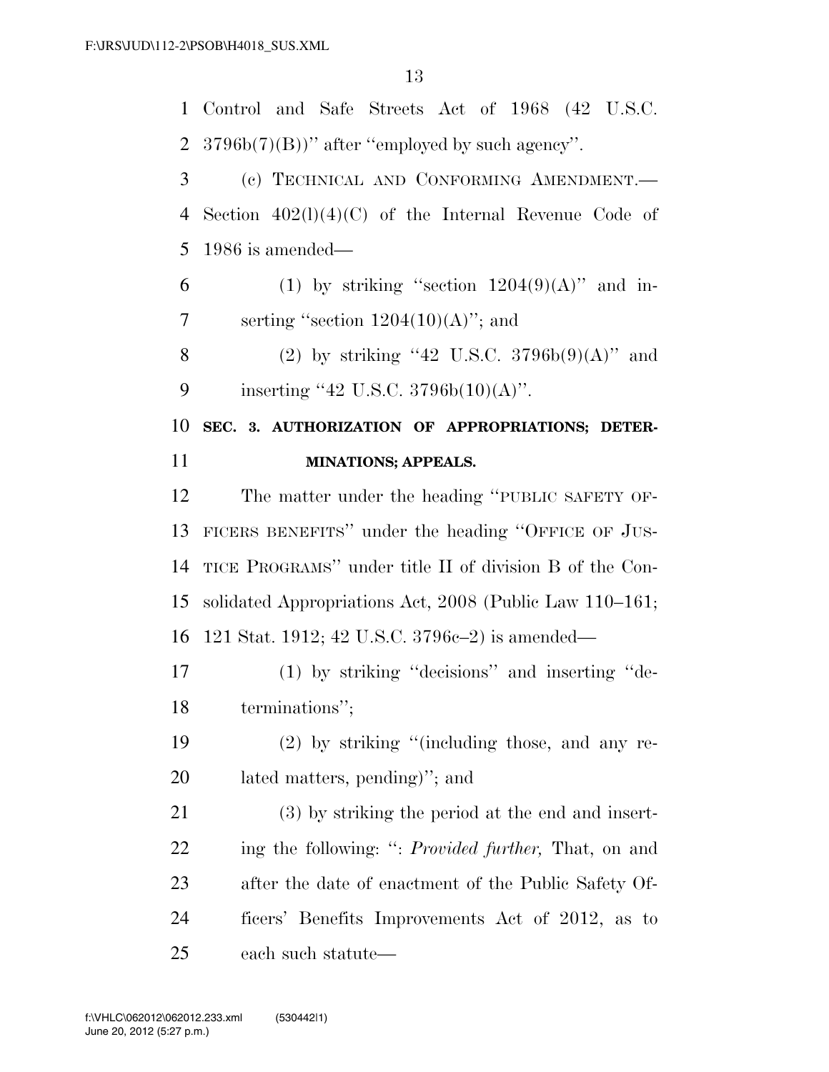Control and Safe Streets Act of 1968 (42 U.S.C. 3796b(7)(B))'' after ''employed by such agency''.

(c) TECHNICAL AND CONFORMING AMENDMENT.—Section 402(l)(4)(C) of the Internal Revenue Code of 1986 is amended—

(1) by striking ''section 1204(9)(A)'' and inserting ''section 1204(10)(A)''; and

(2) by striking ''42 U.S.C. 3796b(9)(A)'' and inserting ''42 U.S.C. 3796b(10)(A)''.

**SEC. 3. AUTHORIZATION OF APPROPRIATIONS; DETERMINATIONS; APPEALS.**

The matter under the heading ''PUBLIC SAFETY OFFICERS BENEFITS'' under the heading ''OFFICE OF JUSTICE PROGRAMS'' under title II of division B of the Consolidated Appropriations Act, 2008 (Public Law 110–161; 121 Stat. 1912; 42 U.S.C. 3796c–2) is amended—

(1) by striking ''decisions'' and inserting ''determinations'';

(2) by striking ''(including those, and any related matters, pending)''; and

(3) by striking the period at the end and inserting the following: '': *Provided further,* That, on and after the date of enactment of the Public Safety Officers' Benefits Improvements Act of 2012, as to each such statute—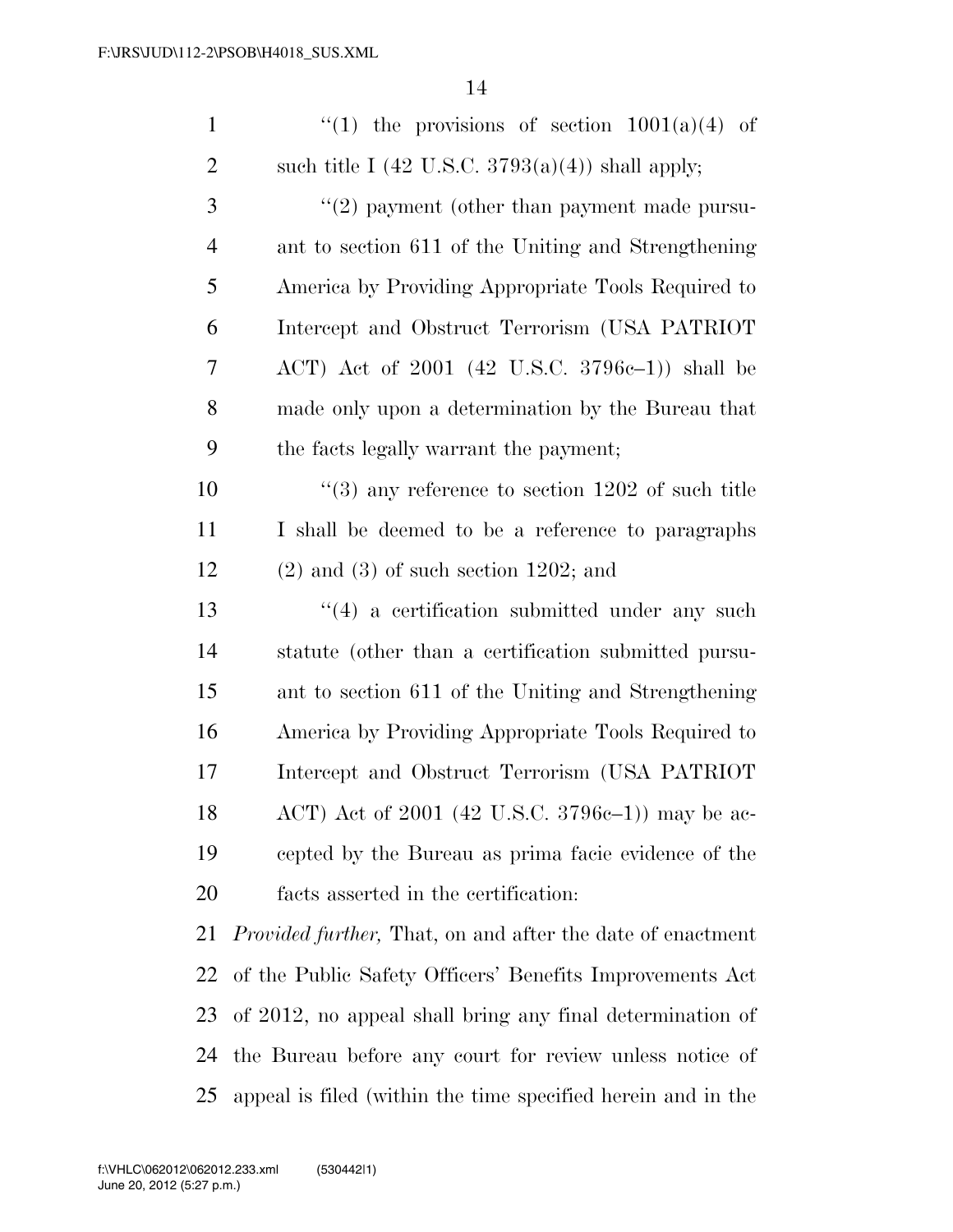"(1) the provisions of section 1001(a)(4) of such title I (42 U.S.C. 3793(a)(4)) shall apply;

"(2) payment (other than payment made pursuant to section 611 of the Uniting and Strengthening America by Providing Appropriate Tools Required to Intercept and Obstruct Terrorism (USA PATRIOT ACT) Act of 2001 (42 U.S.C. 3796c–1)) shall be made only upon a determination by the Bureau that the facts legally warrant the payment;

"(3) any reference to section 1202 of such title I shall be deemed to be a reference to paragraphs (2) and (3) of such section 1202; and

"(4) a certification submitted under any such statute (other than a certification submitted pursuant to section 611 of the Uniting and Strengthening America by Providing Appropriate Tools Required to Intercept and Obstruct Terrorism (USA PATRIOT ACT) Act of 2001 (42 U.S.C. 3796c–1)) may be accepted by the Bureau as prima facie evidence of the facts asserted in the certification:

*Provided further,* That, on and after the date of enactment of the Public Safety Officers' Benefits Improvements Act of 2012, no appeal shall bring any final determination of the Bureau before any court for review unless notice of appeal is filed (within the time specified herein and in the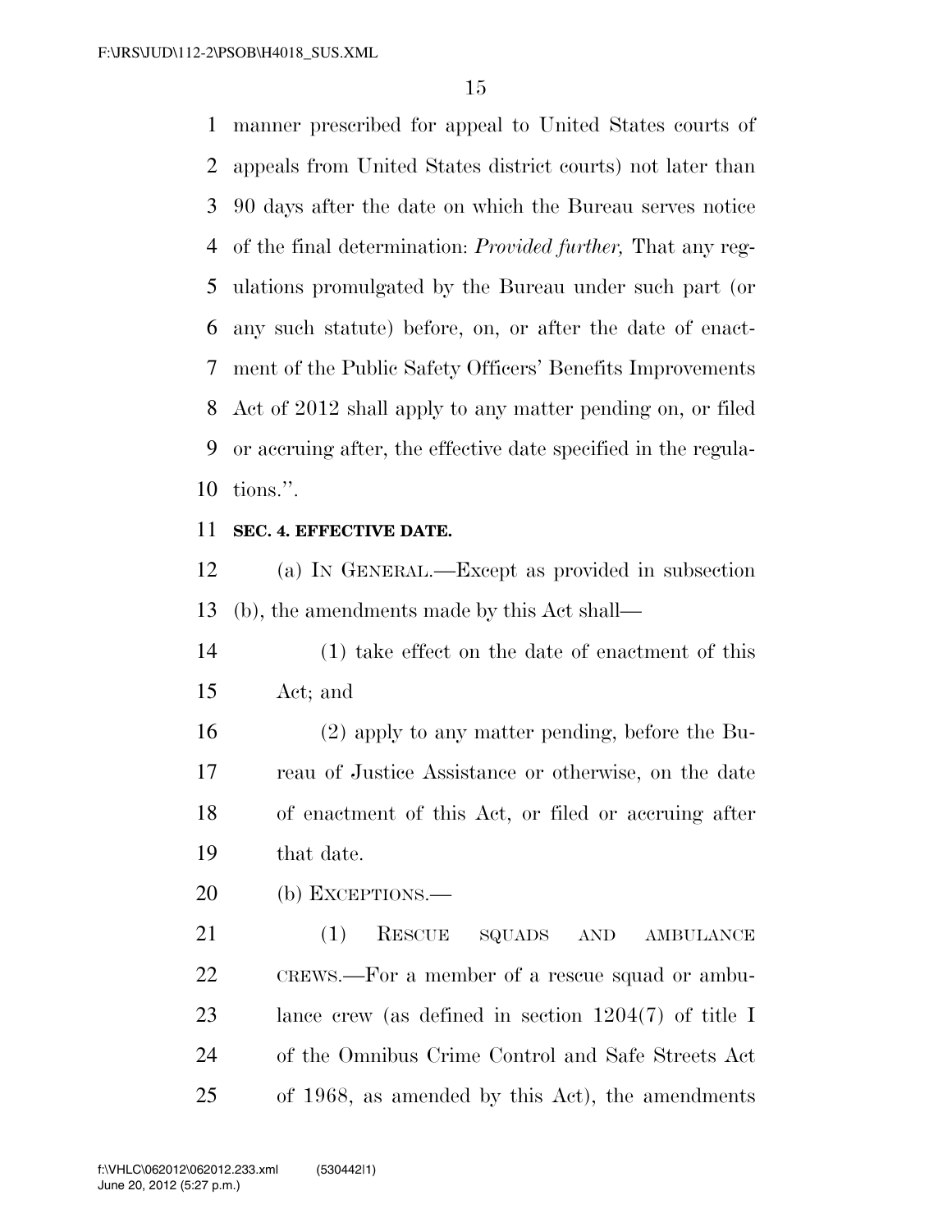manner prescribed for appeal to United States courts of appeals from United States district courts) not later than 90 days after the date on which the Bureau serves notice of the final determination: *Provided further,* That any regulations promulgated by the Bureau under such part (or any such statute) before, on, or after the date of enactment of the Public Safety Officers' Benefits Improvements Act of 2012 shall apply to any matter pending on, or filed or accruing after, the effective date specified in the regulations.''.

**SEC. 4. EFFECTIVE DATE.**

(a) IN GENERAL.—Except as provided in subsection (b), the amendments made by this Act shall—

(1) take effect on the date of enactment of this Act; and

(2) apply to any matter pending, before the Bureau of Justice Assistance or otherwise, on the date of enactment of this Act, or filed or accruing after that date.

(b) EXCEPTIONS.—

(1) RESCUE SQUADS AND AMBULANCE CREWS.—For a member of a rescue squad or ambulance crew (as defined in section 1204(7) of title I of the Omnibus Crime Control and Safe Streets Act of 1968, as amended by this Act), the amendments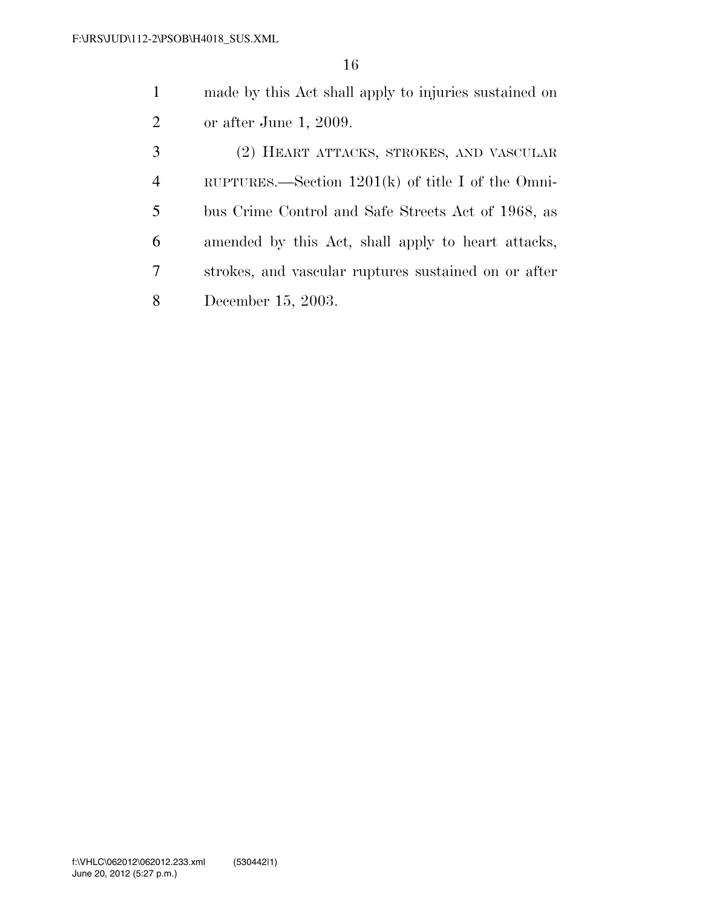made by this Act shall apply to injuries sustained on or after June 1, 2009.

(2) HEART ATTACKS, STROKES, AND VASCULAR RUPTURES.—Section 1201(k) of title I of the Omnibus Crime Control and Safe Streets Act of 1968, as amended by this Act, shall apply to heart attacks, strokes, and vascular ruptures sustained on or after December 15, 2003.